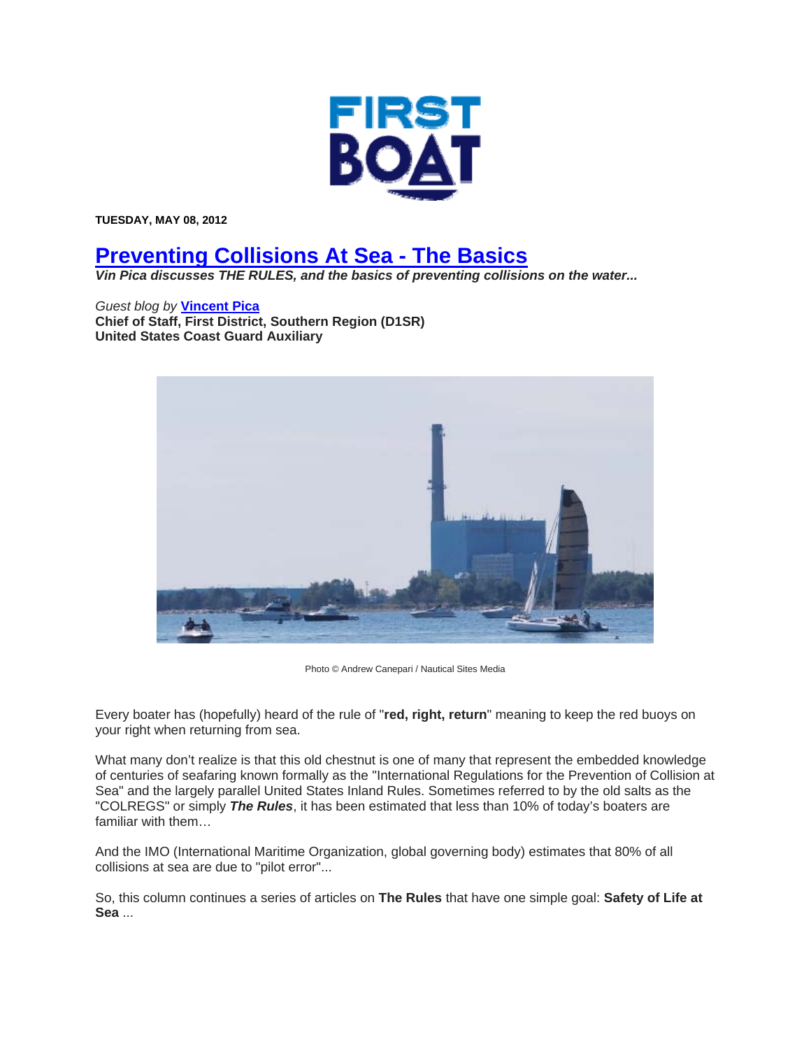TUESDAY, MAY 08, 2012

# Preventing Collisions At Sea - The Basics

***Vin Pica discusses THE RULES, and the basics of preventing collisions on the water...***

*Guest blog by* **Vincent Pica**
**Chief of Staff, First District, Southern Region (D1SR)**
**United States Coast Guard Auxiliary**

Photo © Andrew Canepari / Nautical Sites Media

Every boater has (hopefully) heard of the rule of "**red, right, return**" meaning to keep the red buoys on your right when returning from sea.

What many don't realize is that this old chestnut is one of many that represent the embedded knowledge of centuries of seafaring known formally as the "International Regulations for the Prevention of Collision at Sea" and the largely parallel United States Inland Rules. Sometimes referred to by the old salts as the "COLREGS" or simply ***The Rules***, it has been estimated that less than 10% of today's boaters are familiar with them…

And the IMO (International Maritime Organization, global governing body) estimates that 80% of all collisions at sea are due to "pilot error"...

So, this column continues a series of articles on **The Rules** that have one simple goal: **Safety of Life at Sea** ...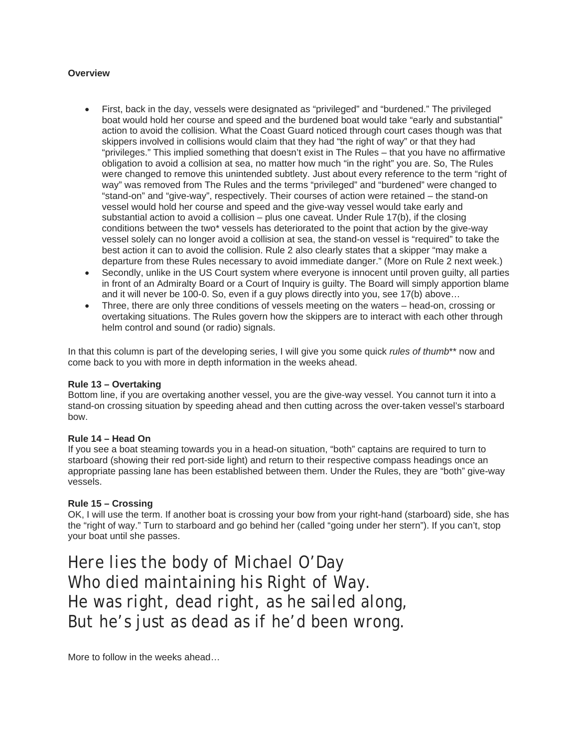**Overview**

- First, back in the day, vessels were designated as "privileged" and "burdened." The privileged boat would hold her course and speed and the burdened boat would take "early and substantial" action to avoid the collision. What the Coast Guard noticed through court cases though was that skippers involved in collisions would claim that they had "the right of way" or that they had "privileges." This implied something that doesn't exist in The Rules – that you have no affirmative obligation to avoid a collision at sea, no matter how much "in the right" you are. So, The Rules were changed to remove this unintended subtlety. Just about every reference to the term "right of way" was removed from The Rules and the terms "privileged" and "burdened" were changed to "stand-on" and "give-way", respectively. Their courses of action were retained – the stand-on vessel would hold her course and speed and the give-way vessel would take early and substantial action to avoid a collision – plus one caveat. Under Rule 17(b), if the closing conditions between the two* vessels has deteriorated to the point that action by the give-way vessel solely can no longer avoid a collision at sea, the stand-on vessel is "required" to take the best action it can to avoid the collision. Rule 2 also clearly states that a skipper "may make a departure from these Rules necessary to avoid immediate danger." (More on Rule 2 next week.)
- Secondly, unlike in the US Court system where everyone is innocent until proven guilty, all parties in front of an Admiralty Board or a Court of Inquiry is guilty. The Board will simply apportion blame and it will never be 100-0. So, even if a guy plows directly into you, see 17(b) above…
- Three, there are only three conditions of vessels meeting on the waters – head-on, crossing or overtaking situations. The Rules govern how the skippers are to interact with each other through helm control and sound (or radio) signals.

In that this column is part of the developing series, I will give you some quick *rules of thumb*** now and come back to you with more in depth information in the weeks ahead.

**Rule 13 – Overtaking**
Bottom line, if you are overtaking another vessel, you are the give-way vessel. You cannot turn it into a stand-on crossing situation by speeding ahead and then cutting across the over-taken vessel's starboard bow.

**Rule 14 – Head On**
If you see a boat steaming towards you in a head-on situation, "both" captains are required to turn to starboard (showing their red port-side light) and return to their respective compass headings once an appropriate passing lane has been established between them. Under the Rules, they are "both" give-way vessels.

**Rule 15 – Crossing**
OK, I will use the term. If another boat is crossing your bow from your right-hand (starboard) side, she has the "right of way." Turn to starboard and go behind her (called "going under her stern"). If you can't, stop your boat until she passes.

Here lies the body of Michael O'Day
Who died maintaining his Right of Way.
He was right, dead right, as he sailed along,
But he's just as dead as if he'd been wrong.

More to follow in the weeks ahead…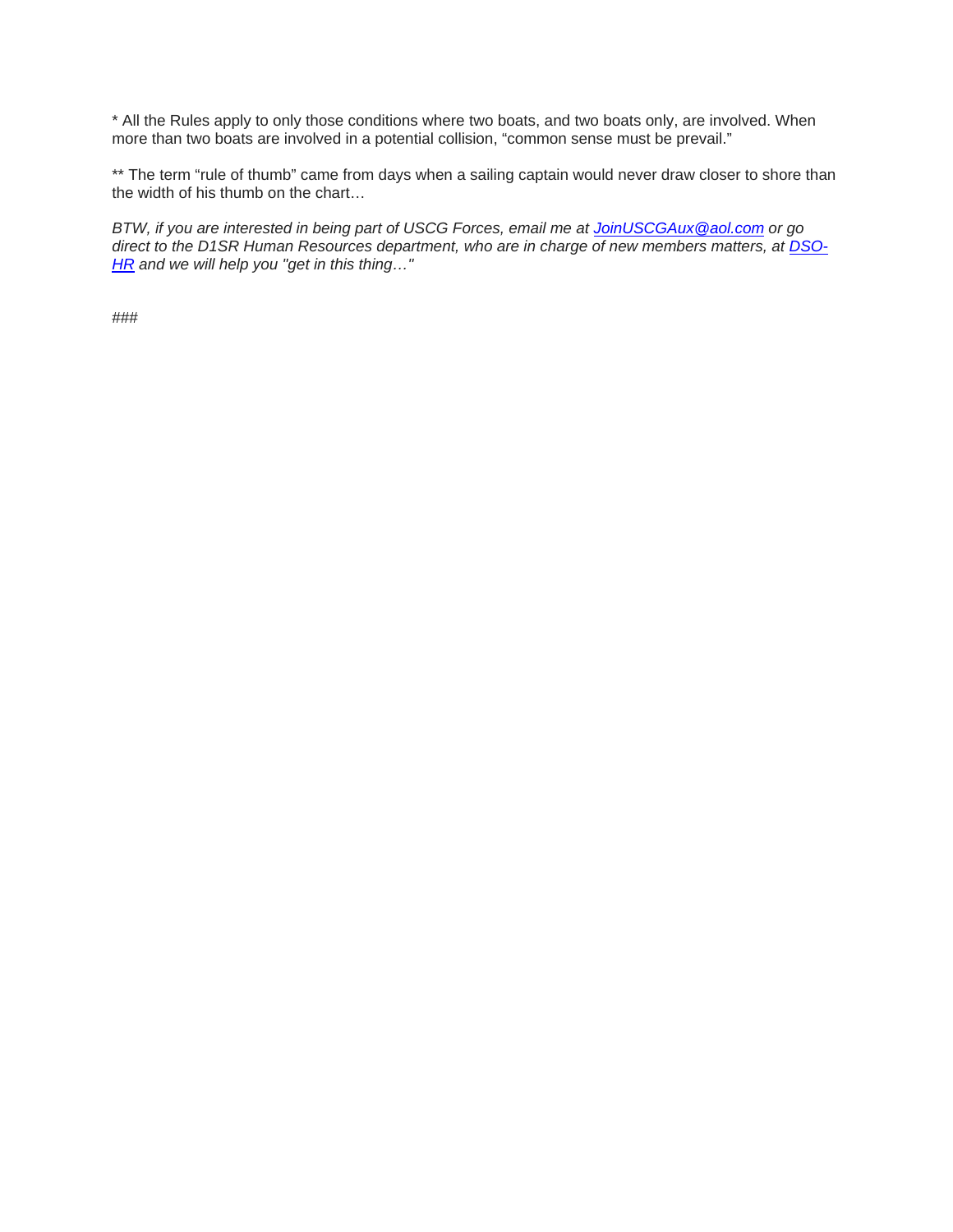* All the Rules apply to only those conditions where two boats, and two boats only, are involved. When more than two boats are involved in a potential collision, “common sense must be prevail.”

** The term “rule of thumb” came from days when a sailing captain would never draw closer to shore than the width of his thumb on the chart…

*BTW, if you are interested in being part of USCG Forces, email me at [JoinUSCGAux@aol.com](mailto:JoinUSCGAux@aol.com) or go direct to the D1SR Human Resources department, who are in charge of new members matters, at DSO-HR and we will help you "get in this thing…"*

###